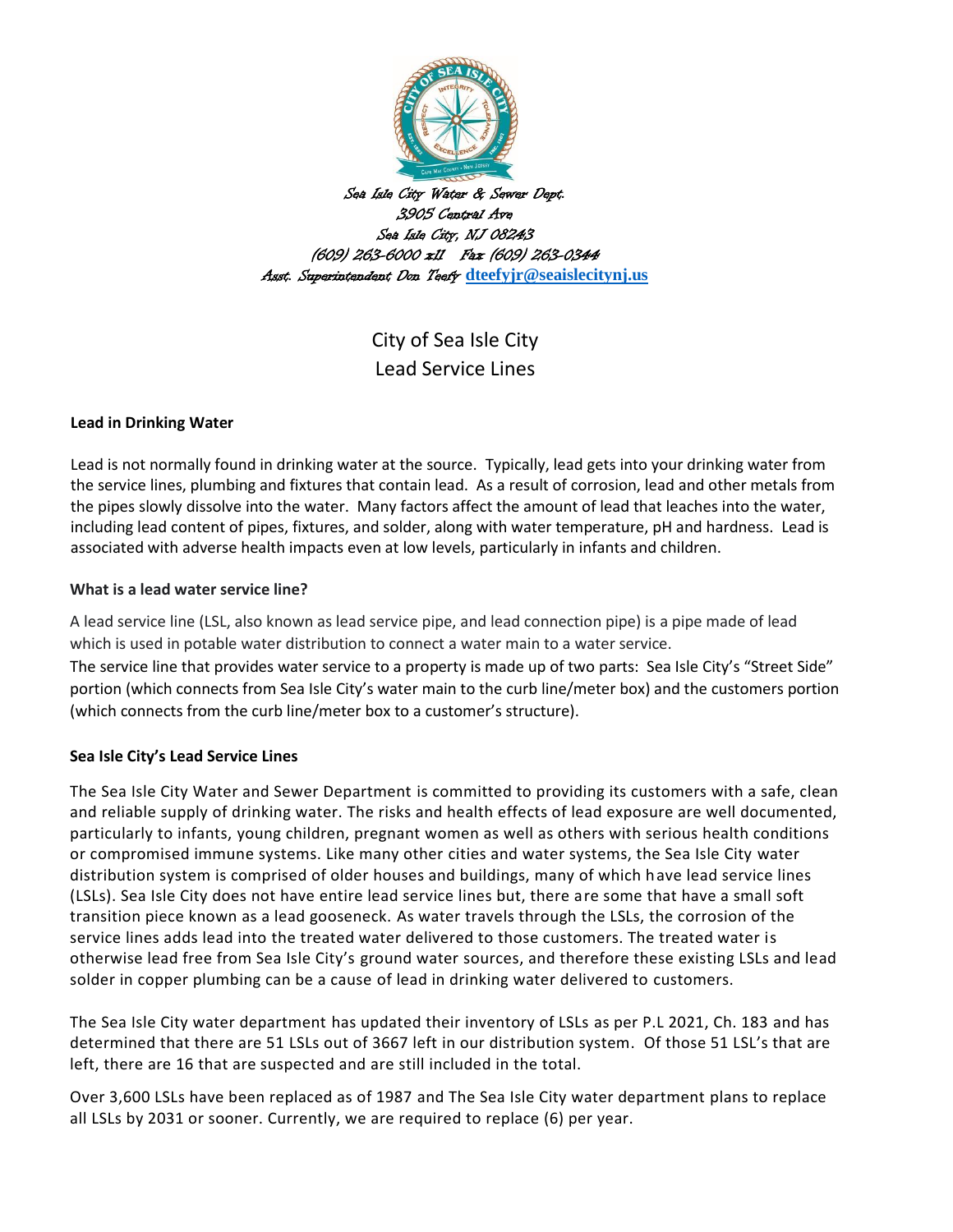Sea Isle City Water & Sewer Dept.
3905 Central Ave
Sea Isle City, NJ 08243
(609) 263-6000 x11 Fax (609) 263-0344
Asst. Superintendent Don Teefy **dteefyjr@seaislecitynj.us**

# City of Sea Isle City
# Lead Service Lines

### Lead in Drinking Water

Lead is not normally found in drinking water at the source. Typically, lead gets into your drinking water from the service lines, plumbing and fixtures that contain lead. As a result of corrosion, lead and other metals from the pipes slowly dissolve into the water. Many factors affect the amount of lead that leaches into the water, including lead content of pipes, fixtures, and solder, along with water temperature, pH and hardness. Lead is associated with adverse health impacts even at low levels, particularly in infants and children.

### What is a lead water service line?

A lead service line (LSL, also known as lead service pipe, and lead connection pipe) is a pipe made of lead which is used in potable water distribution to connect a water main to a water service.
The service line that provides water service to a property is made up of two parts: Sea Isle City's "Street Side" portion (which connects from Sea Isle City's water main to the curb line/meter box) and the customers portion (which connects from the curb line/meter box to a customer's structure).

### Sea Isle City's Lead Service Lines

The Sea Isle City Water and Sewer Department is committed to providing its customers with a safe, clean and reliable supply of drinking water. The risks and health effects of lead exposure are well documented, particularly to infants, young children, pregnant women as well as others with serious health conditions or compromised immune systems. Like many other cities and water systems, the Sea Isle City water distribution system is comprised of older houses and buildings, many of which have lead service lines (LSLs). Sea Isle City does not have entire lead service lines but, there are some that have a small soft transition piece known as a lead gooseneck. As water travels through the LSLs, the corrosion of the service lines adds lead into the treated water delivered to those customers. The treated water is otherwise lead free from Sea Isle City's ground water sources, and therefore these existing LSLs and lead solder in copper plumbing can be a cause of lead in drinking water delivered to customers.

The Sea Isle City water department has updated their inventory of LSLs as per P.L 2021, Ch. 183 and has determined that there are 51 LSLs out of 3667 left in our distribution system. Of those 51 LSL's that are left, there are 16 that are suspected and are still included in the total.

Over 3,600 LSLs have been replaced as of 1987 and The Sea Isle City water department plans to replace all LSLs by 2031 or sooner. Currently, we are required to replace (6) per year.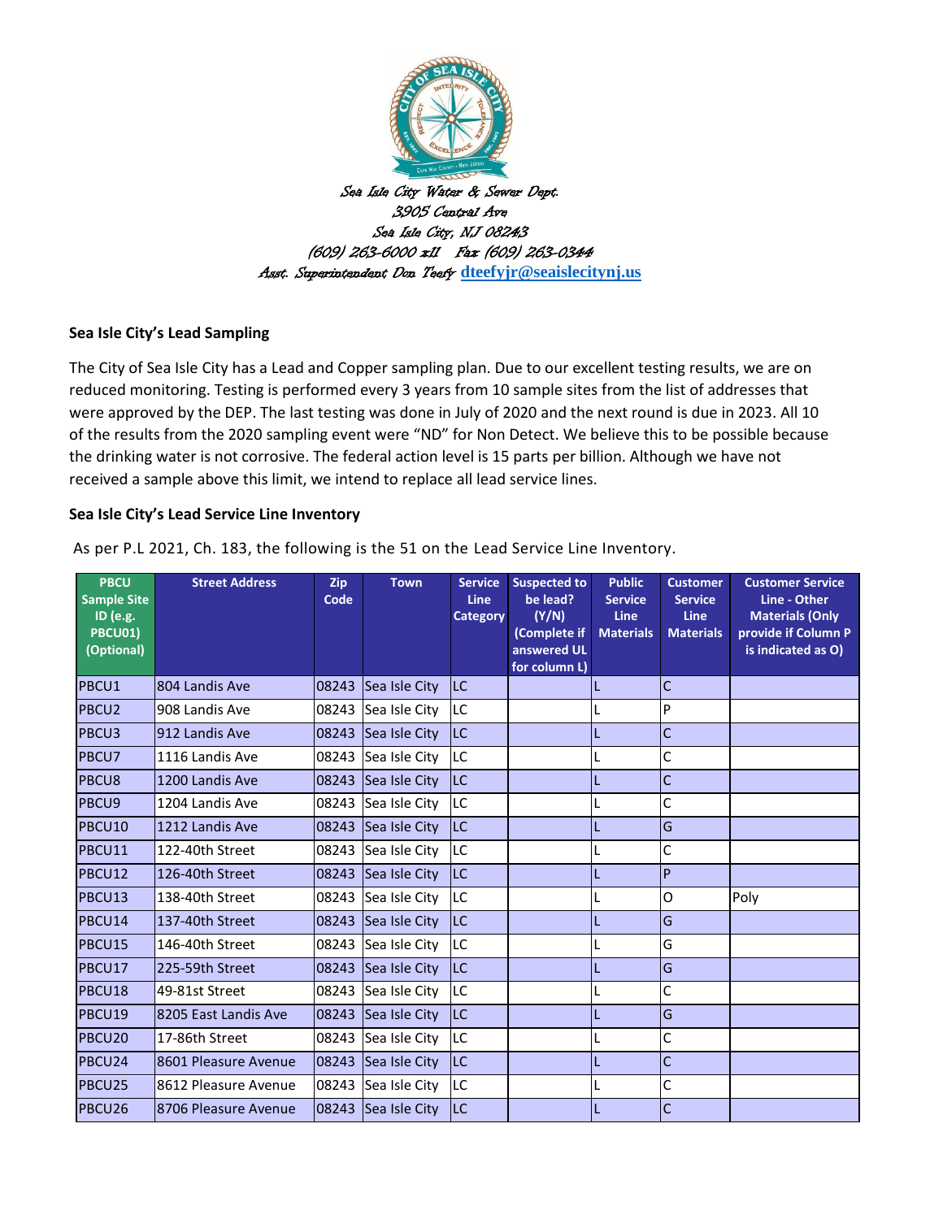Sea Isle City Water & Sewer Dept.
3905 Central Ave
Sea Isle City, NJ 08243
(609) 263-6000 x11 Fax (609) 263-0344
Asst. Superintendent Don Teefy dteefyjr@seaislecitynj.us

**Sea Isle City's Lead Sampling**

The City of Sea Isle City has a Lead and Copper sampling plan. Due to our excellent testing results, we are on reduced monitoring. Testing is performed every 3 years from 10 sample sites from the list of addresses that were approved by the DEP. The last testing was done in July of 2020 and the next round is due in 2023. All 10 of the results from the 2020 sampling event were "ND" for Non Detect. We believe this to be possible because the drinking water is not corrosive. The federal action level is 15 parts per billion. Although we have not received a sample above this limit, we intend to replace all lead service lines.

**Sea Isle City's Lead Service Line Inventory**

As per P.L 2021, Ch. 183, the following is the 51 on the Lead Service Line Inventory.

| PBCU Sample Site ID (e.g. PBCU01) (Optional) | Street Address | Zip Code | Town | Service Line Category | Suspected to be lead? (Y/N) (Complete if answered UL for column L) | Public Service Line Materials | Customer Service Line Materials | Customer Service Line - Other Materials (Only provide if Column P is indicated as O) |
|---|---|---|---|---|---|---|---|---|
| PBCU1 | 804 Landis Ave | 08243 | Sea Isle City | LC | | L | C | |
| PBCU2 | 908 Landis Ave | 08243 | Sea Isle City | LC | | L | P | |
| PBCU3 | 912 Landis Ave | 08243 | Sea Isle City | LC | | L | C | |
| PBCU7 | 1116 Landis Ave | 08243 | Sea Isle City | LC | | L | C | |
| PBCU8 | 1200 Landis Ave | 08243 | Sea Isle City | LC | | L | C | |
| PBCU9 | 1204 Landis Ave | 08243 | Sea Isle City | LC | | L | C | |
| PBCU10 | 1212 Landis Ave | 08243 | Sea Isle City | LC | | L | G | |
| PBCU11 | 122-40th Street | 08243 | Sea Isle City | LC | | L | C | |
| PBCU12 | 126-40th Street | 08243 | Sea Isle City | LC | | L | P | |
| PBCU13 | 138-40th Street | 08243 | Sea Isle City | LC | | L | O | Poly |
| PBCU14 | 137-40th Street | 08243 | Sea Isle City | LC | | L | G | |
| PBCU15 | 146-40th Street | 08243 | Sea Isle City | LC | | L | G | |
| PBCU17 | 225-59th Street | 08243 | Sea Isle City | LC | | L | G | |
| PBCU18 | 49-81st Street | 08243 | Sea Isle City | LC | | L | C | |
| PBCU19 | 8205 East Landis Ave | 08243 | Sea Isle City | LC | | L | G | |
| PBCU20 | 17-86th Street | 08243 | Sea Isle City | LC | | L | C | |
| PBCU24 | 8601 Pleasure Avenue | 08243 | Sea Isle City | LC | | L | C | |
| PBCU25 | 8612 Pleasure Avenue | 08243 | Sea Isle City | LC | | L | C | |
| PBCU26 | 8706 Pleasure Avenue | 08243 | Sea Isle City | LC | | L | C | |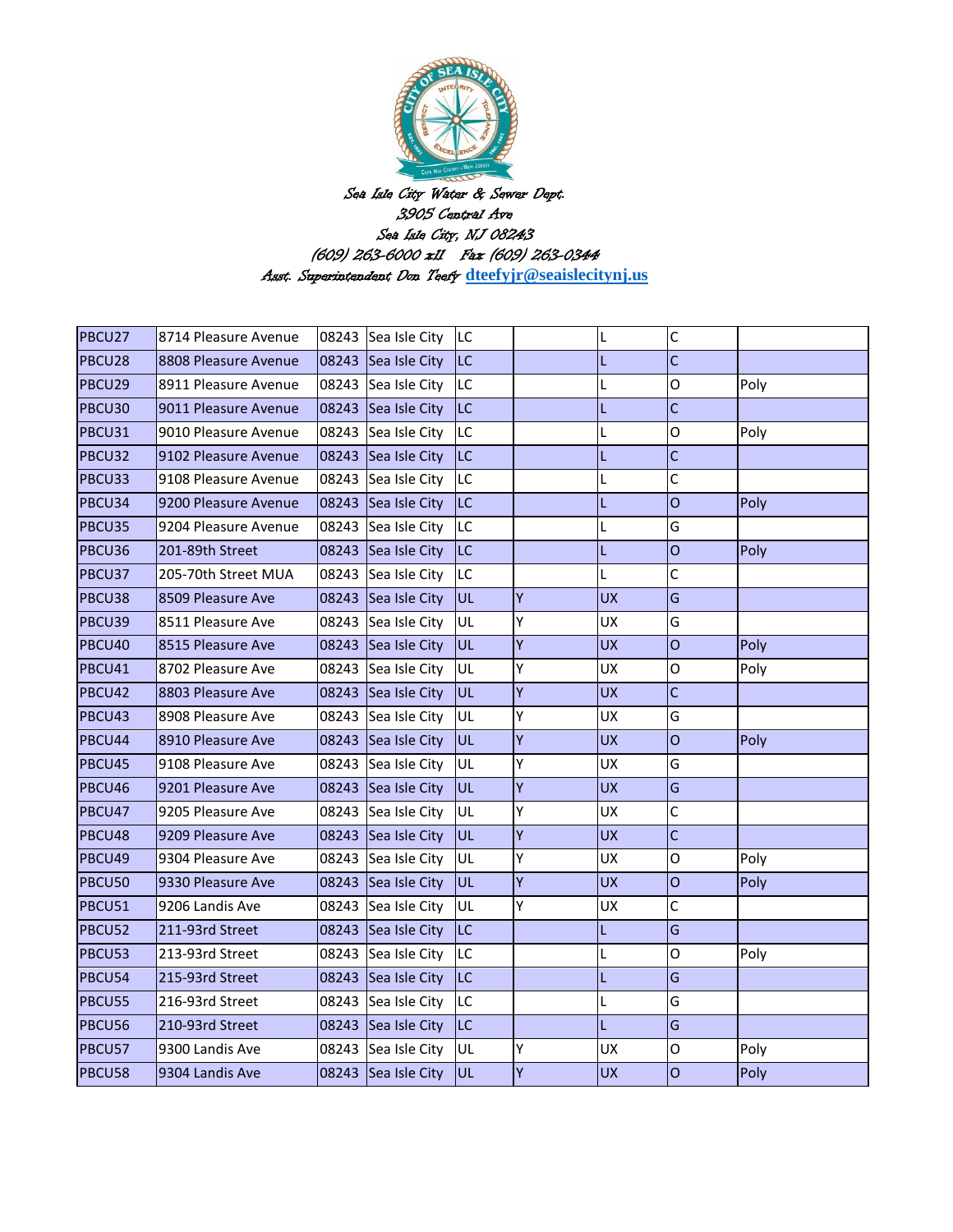Sea Isle City Water & Sewer Dept.
3905 Central Ave
Sea Isle City, NJ 08243
(609) 263-6000 xII Fax (609) 263-0344
Asst. Superintendent Don Teefy dteefyjr@seaislecitynj.us

| | | | | | | | | |
|---|---|---|---|---|---|---|---|---|
| PBCU27 | 8714 Pleasure Avenue | 08243 | Sea Isle City | LC | | L | C | |
| PBCU28 | 8808 Pleasure Avenue | 08243 | Sea Isle City | LC | | L | C | |
| PBCU29 | 8911 Pleasure Avenue | 08243 | Sea Isle City | LC | | L | O | Poly |
| PBCU30 | 9011 Pleasure Avenue | 08243 | Sea Isle City | LC | | L | C | |
| PBCU31 | 9010 Pleasure Avenue | 08243 | Sea Isle City | LC | | L | O | Poly |
| PBCU32 | 9102 Pleasure Avenue | 08243 | Sea Isle City | LC | | L | C | |
| PBCU33 | 9108 Pleasure Avenue | 08243 | Sea Isle City | LC | | L | C | |
| PBCU34 | 9200 Pleasure Avenue | 08243 | Sea Isle City | LC | | L | O | Poly |
| PBCU35 | 9204 Pleasure Avenue | 08243 | Sea Isle City | LC | | L | G | |
| PBCU36 | 201-89th Street | 08243 | Sea Isle City | LC | | L | O | Poly |
| PBCU37 | 205-70th Street MUA | 08243 | Sea Isle City | LC | | L | C | |
| PBCU38 | 8509 Pleasure Ave | 08243 | Sea Isle City | UL | Y | UX | G | |
| PBCU39 | 8511 Pleasure Ave | 08243 | Sea Isle City | UL | Y | UX | G | |
| PBCU40 | 8515 Pleasure Ave | 08243 | Sea Isle City | UL | Y | UX | O | Poly |
| PBCU41 | 8702 Pleasure Ave | 08243 | Sea Isle City | UL | Y | UX | O | Poly |
| PBCU42 | 8803 Pleasure Ave | 08243 | Sea Isle City | UL | Y | UX | C | |
| PBCU43 | 8908 Pleasure Ave | 08243 | Sea Isle City | UL | Y | UX | G | |
| PBCU44 | 8910 Pleasure Ave | 08243 | Sea Isle City | UL | Y | UX | O | Poly |
| PBCU45 | 9108 Pleasure Ave | 08243 | Sea Isle City | UL | Y | UX | G | |
| PBCU46 | 9201 Pleasure Ave | 08243 | Sea Isle City | UL | Y | UX | G | |
| PBCU47 | 9205 Pleasure Ave | 08243 | Sea Isle City | UL | Y | UX | C | |
| PBCU48 | 9209 Pleasure Ave | 08243 | Sea Isle City | UL | Y | UX | C | |
| PBCU49 | 9304 Pleasure Ave | 08243 | Sea Isle City | UL | Y | UX | O | Poly |
| PBCU50 | 9330 Pleasure Ave | 08243 | Sea Isle City | UL | Y | UX | O | Poly |
| PBCU51 | 9206 Landis Ave | 08243 | Sea Isle City | UL | Y | UX | C | |
| PBCU52 | 211-93rd Street | 08243 | Sea Isle City | LC | | L | G | |
| PBCU53 | 213-93rd Street | 08243 | Sea Isle City | LC | | L | O | Poly |
| PBCU54 | 215-93rd Street | 08243 | Sea Isle City | LC | | L | G | |
| PBCU55 | 216-93rd Street | 08243 | Sea Isle City | LC | | L | G | |
| PBCU56 | 210-93rd Street | 08243 | Sea Isle City | LC | | L | G | |
| PBCU57 | 9300 Landis Ave | 08243 | Sea Isle City | UL | Y | UX | O | Poly |
| PBCU58 | 9304 Landis Ave | 08243 | Sea Isle City | UL | Y | UX | O | Poly |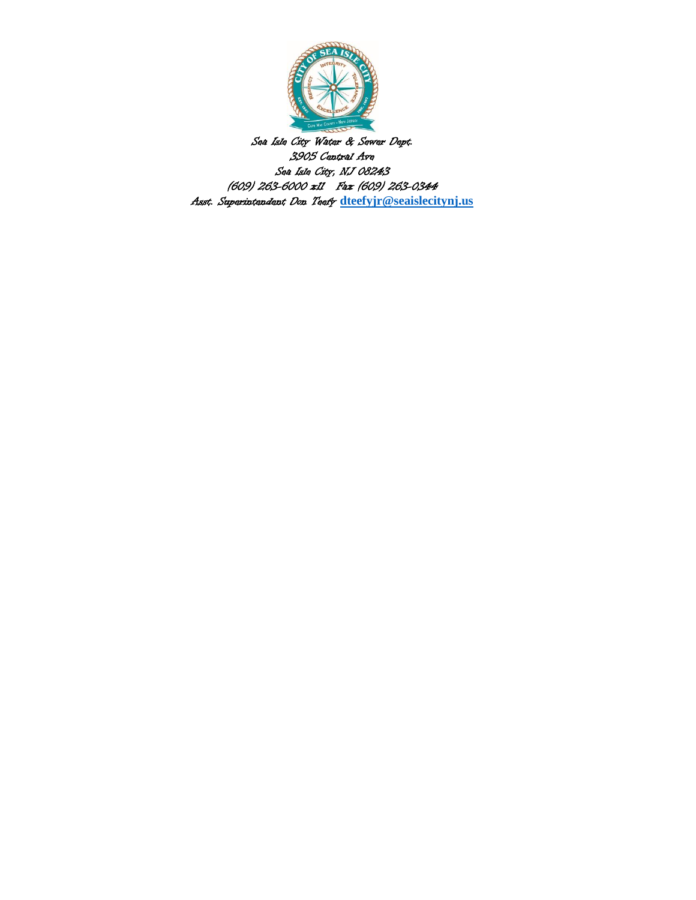Sea Isle City Water & Sewer Dept.
3905 Central Ave
Sea Isle City, NJ 08243
(609) 263-6000 x11 Fax (609) 263-0344
Asst. Superintendent Don Teefy **dteefyjr@seaislecitynj.us**